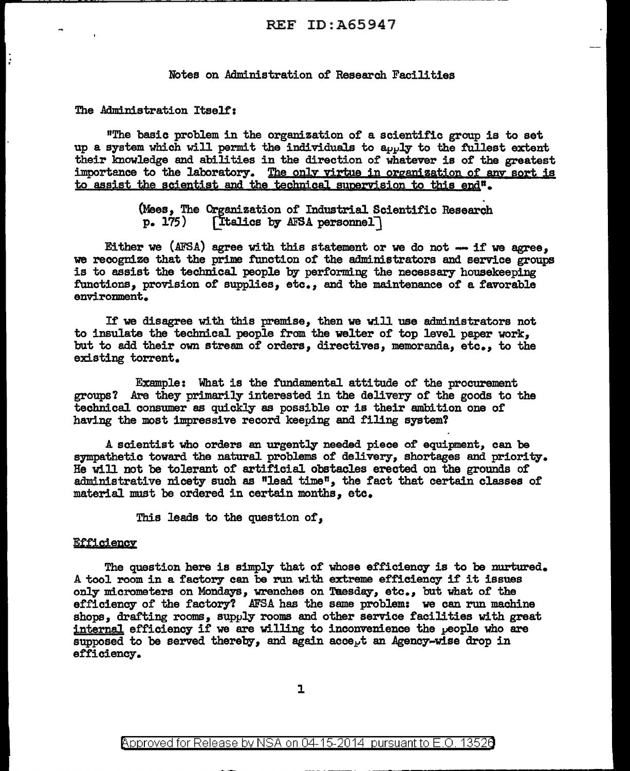# Notes on Administration of Research Facilities

The Administration Itself:

"The basic problem in the organization of a scientific group is to set up a system which will permit the individuals to apply to the fullest extent their knowledge and abilities in the direction of whatever is of the greatest importance to the laboratory. <u>The only virtue in organization of any sort is to assist the scientist and the technical supervision to this end</u>".

> (Mees, The Organization of Industrial Scientific Research p. 175) [Italics by AFSA personnel]

Either we (AFSA) agree with this statement or we do not — if we agree, we recognize that the prime function of the administrators and service groups is to assist the technical people by performing the necessary housekeeping functions, provision of supplies, etc., and the maintenance of a favorable environment.

If we disagree with this premise, then we will use administrators not to insulate the technical people from the welter of top level paper work, but to add their own stream of orders, directives, memoranda, etc., to the existing torrent.

Example: What is the fundamental attitude of the procurement groups? Are they primarily interested in the delivery of the goods to the technical consumer as quickly as possible or is their ambition one of having the most impressive record keeping and filing system?

A scientist who orders an urgently needed piece of equipment, can be sympathetic toward the natural problems of delivery, shortages and priority. He will not be tolerant of artificial obstacles erected on the grounds of administrative nicety such as "lead time", the fact that certain classes of material must be ordered in certain months, etc.

This leads to the question of,

## Efficiency

The question here is simply that of whose efficiency is to be nurtured. A tool room in a factory can be run with extreme efficiency if it issues only micrometers on Mondays, wrenches on Tuesday, etc., but what of the efficiency of the factory? AFSA has the same problem: we can run machine shops, drafting rooms, supply rooms and other service facilities with great <u>internal</u> efficiency if we are willing to inconvenience the people who are supposed to be served thereby, and again accept an Agency-wise drop in efficiency.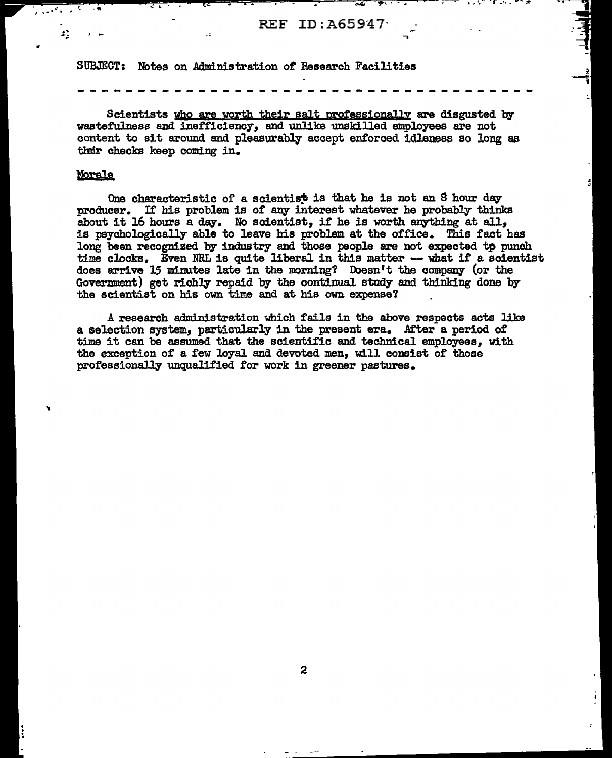SUBJECT: Notes on Administration of Research Facilities

Scientists who are worth their salt professionally are disgusted by wastefulness and inefficiency, and unlike unskilled employees are not content to sit around and pleasurably accept enforced idleness so long as their checks keep coming in.

## Morale

One characteristic of a scientist is that he is not an 8 hour day producer. If his problem is of any interest whatever he probably thinks about it 16 hours a day. No scientist, if he is worth anything at all, is psychologically able to leave his problem at the office. This fact has long been recognized by industry and those people are not expected tp punch time clocks. Even NRL is quite liberal in this matter — what if a scientist does arrive 15 minutes late in the morning? Doesn't the company (or the Government) get richly repaid by the continual study and thinking done by the scientist on his own time and at his own expense?

A research administration which fails in the above respects acts like a selection system, particularly in the present era. After a period of time it can be assumed that the scientific and technical employees, with the exception of a few loyal and devoted men, will consist of those professionally unqualified for work in greener pastures.